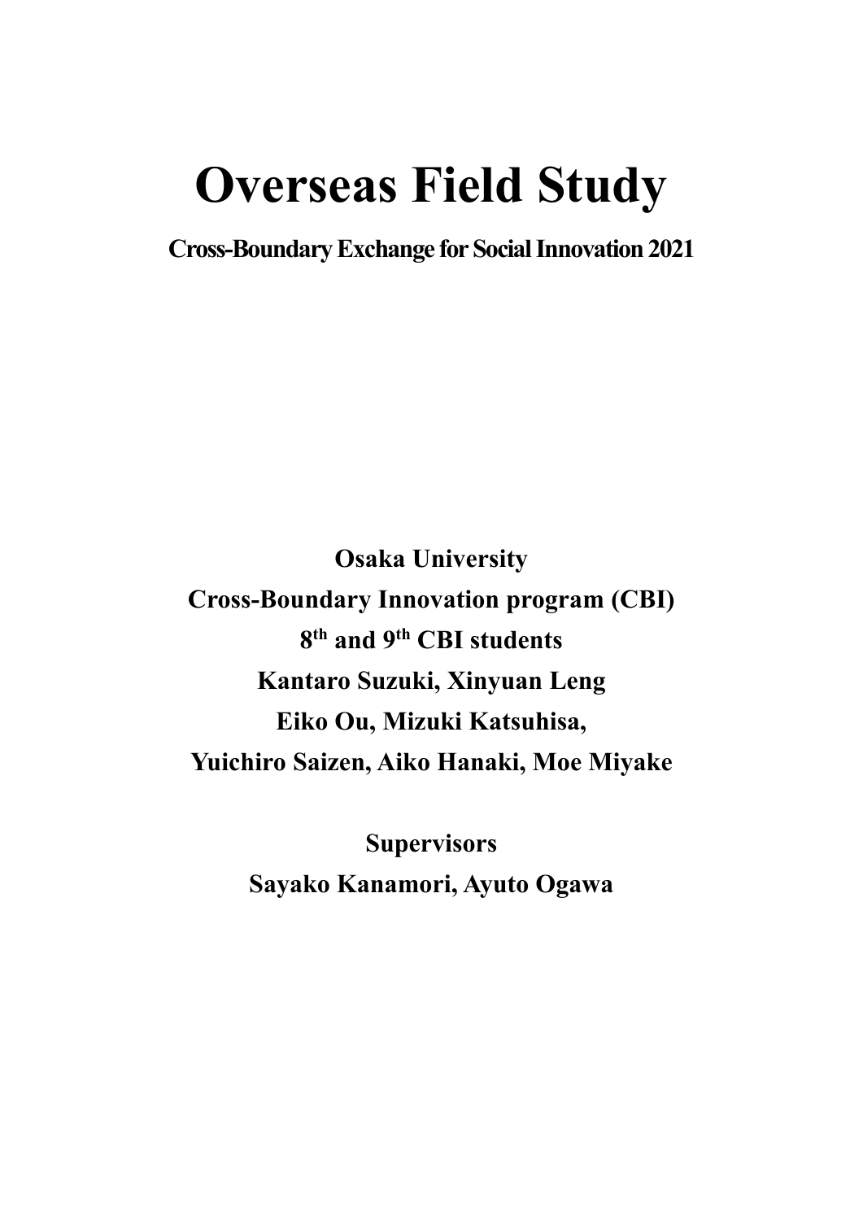# Overseas Field Study

**Cross-Boundary Exchange for Social Innovation 2021**

**Osaka University**

**Cross-Boundary Innovation program (CBI)**

**8th and 9th CBI students**

**Kantaro Suzuki, Xinyuan Leng**

**Eiko Ou, Mizuki Katsuhisa,**

**Yuichiro Saizen, Aiko Hanaki, Moe Miyake**

**Supervisors**

**Sayako Kanamori, Ayuto Ogawa**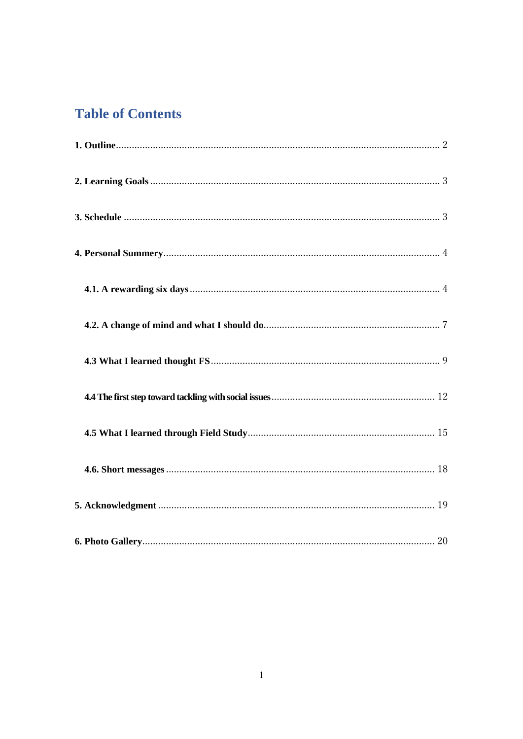# Table of Contents

**1. Outline** .......... 2

**2. Learning Goals** .......... 3

**3. Schedule** .......... 3

**4. Personal Summery** .......... 4

**4.1. A rewarding six days** .......... 4

**4.2. A change of mind and what I should do** .......... 7

**4.3 What I learned thought FS** .......... 9

**4.4 The first step toward tackling with social issues** .......... 12

**4.5 What I learned through Field Study** .......... 15

**4.6. Short messages** .......... 18

**5. Acknowledgment** .......... 19

**6. Photo Gallery** .......... 20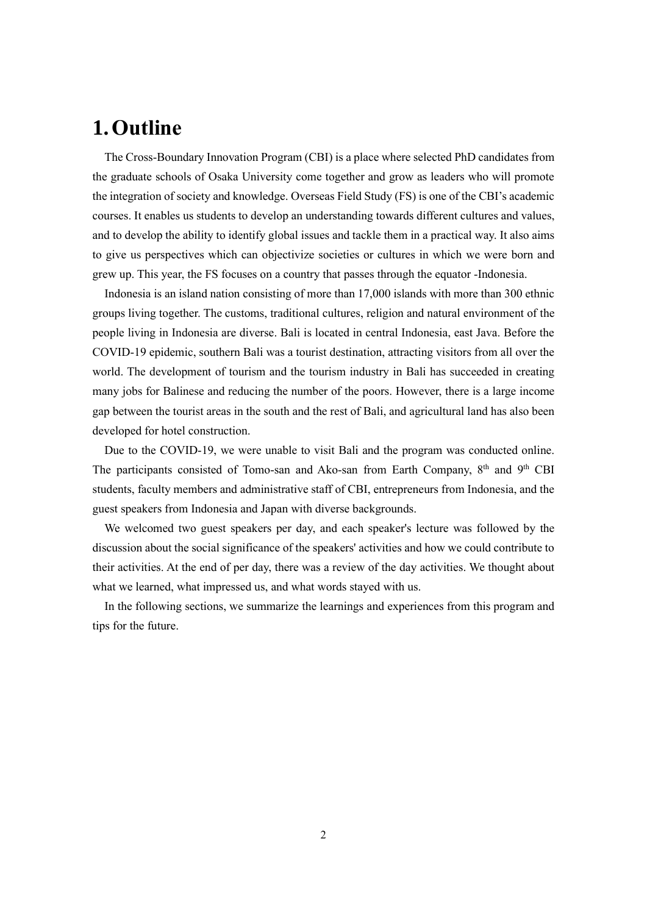# 1. Outline

The Cross-Boundary Innovation Program (CBI) is a place where selected PhD candidates from the graduate schools of Osaka University come together and grow as leaders who will promote the integration of society and knowledge. Overseas Field Study (FS) is one of the CBI's academic courses. It enables us students to develop an understanding towards different cultures and values, and to develop the ability to identify global issues and tackle them in a practical way. It also aims to give us perspectives which can objectivize societies or cultures in which we were born and grew up. This year, the FS focuses on a country that passes through the equator -Indonesia.

Indonesia is an island nation consisting of more than 17,000 islands with more than 300 ethnic groups living together. The customs, traditional cultures, religion and natural environment of the people living in Indonesia are diverse. Bali is located in central Indonesia, east Java. Before the COVID-19 epidemic, southern Bali was a tourist destination, attracting visitors from all over the world. The development of tourism and the tourism industry in Bali has succeeded in creating many jobs for Balinese and reducing the number of the poors. However, there is a large income gap between the tourist areas in the south and the rest of Bali, and agricultural land has also been developed for hotel construction.

Due to the COVID-19, we were unable to visit Bali and the program was conducted online. The participants consisted of Tomo-san and Ako-san from Earth Company, 8th and 9th CBI students, faculty members and administrative staff of CBI, entrepreneurs from Indonesia, and the guest speakers from Indonesia and Japan with diverse backgrounds.

We welcomed two guest speakers per day, and each speaker's lecture was followed by the discussion about the social significance of the speakers' activities and how we could contribute to their activities. At the end of per day, there was a review of the day activities. We thought about what we learned, what impressed us, and what words stayed with us.

In the following sections, we summarize the learnings and experiences from this program and tips for the future.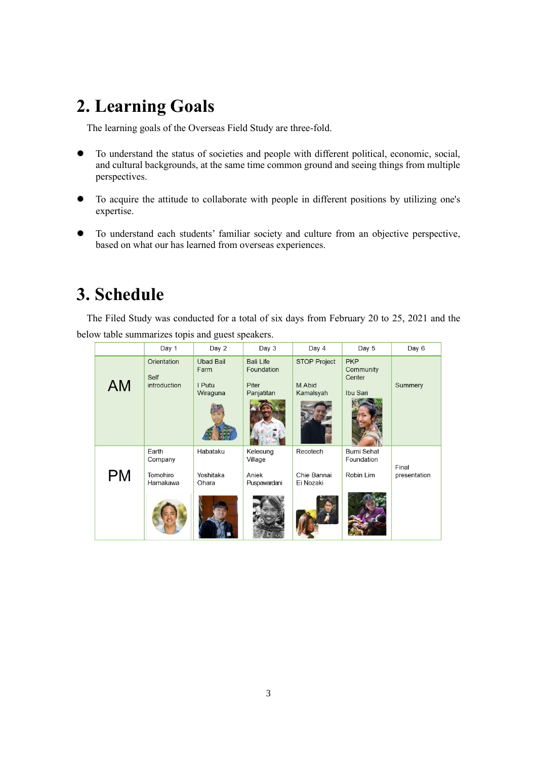## 2. Learning Goals

The learning goals of the Overseas Field Study are three-fold.

- To understand the status of societies and people with different political, economic, social, and cultural backgrounds, at the same time common ground and seeing things from multiple perspectives.
- To acquire the attitude to collaborate with people in different positions by utilizing one's expertise.
- To understand each students' familiar society and culture from an objective perspective, based on what our has learned from overseas experiences.

## 3. Schedule

The Filed Study was conducted for a total of six days from February 20 to 25, 2021 and the below table summarizes topis and guest speakers.

| | Day 1 | Day 2 | Day 3 | Day 4 | Day 5 | Day 6 |
|---|---|---|---|---|---|---|
| AM | Orientation<br><br>Self introduction | Ubad Bail Farm<br><br>I Putu Wiraguna | Bali Life Foundation<br><br>Piter Panjatitan | STOP Project<br><br>M.Abid Kamalsyah | PKP Community Center<br><br>Ibu Sari | Summery |
| PM | Earth Company<br><br>Tomohiro Hamakawa | Habataku<br><br>Yoshitaka Ohara | Kelecung Village<br><br>Aniek Puspawardani | Recotech<br><br>Chie Bannai<br>Ei Nozaki | Bumi Sehat Foundation<br><br>Robin Lim | Final presentation |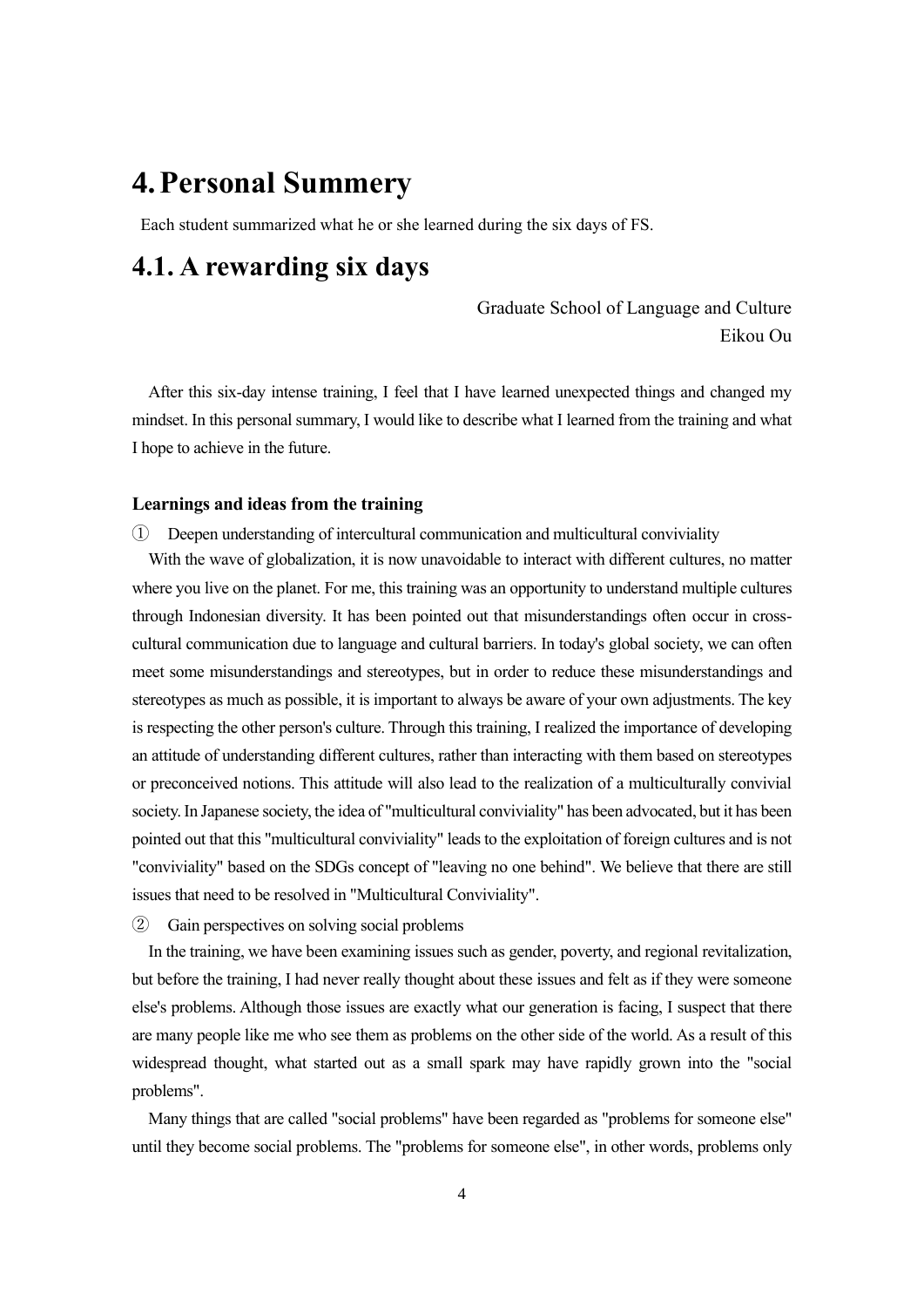# 4. Personal Summery

Each student summarized what he or she learned during the six days of FS.

## 4.1. A rewarding six days

Graduate School of Language and Culture
Eikou Ou

After this six-day intense training, I feel that I have learned unexpected things and changed my mindset. In this personal summary, I would like to describe what I learned from the training and what I hope to achieve in the future.

### Learnings and ideas from the training

① Deepen understanding of intercultural communication and multicultural conviviality

With the wave of globalization, it is now unavoidable to interact with different cultures, no matter where you live on the planet. For me, this training was an opportunity to understand multiple cultures through Indonesian diversity. It has been pointed out that misunderstandings often occur in cross-cultural communication due to language and cultural barriers. In today's global society, we can often meet some misunderstandings and stereotypes, but in order to reduce these misunderstandings and stereotypes as much as possible, it is important to always be aware of your own adjustments. The key is respecting the other person's culture. Through this training, I realized the importance of developing an attitude of understanding different cultures, rather than interacting with them based on stereotypes or preconceived notions. This attitude will also lead to the realization of a multiculturally convivial society. In Japanese society, the idea of "multicultural conviviality" has been advocated, but it has been pointed out that this "multicultural conviviality" leads to the exploitation of foreign cultures and is not "conviviality" based on the SDGs concept of "leaving no one behind". We believe that there are still issues that need to be resolved in "Multicultural Conviviality".

② Gain perspectives on solving social problems

In the training, we have been examining issues such as gender, poverty, and regional revitalization, but before the training, I had never really thought about these issues and felt as if they were someone else's problems. Although those issues are exactly what our generation is facing, I suspect that there are many people like me who see them as problems on the other side of the world. As a result of this widespread thought, what started out as a small spark may have rapidly grown into the "social problems".

Many things that are called "social problems" have been regarded as "problems for someone else" until they become social problems. The "problems for someone else", in other words, problems only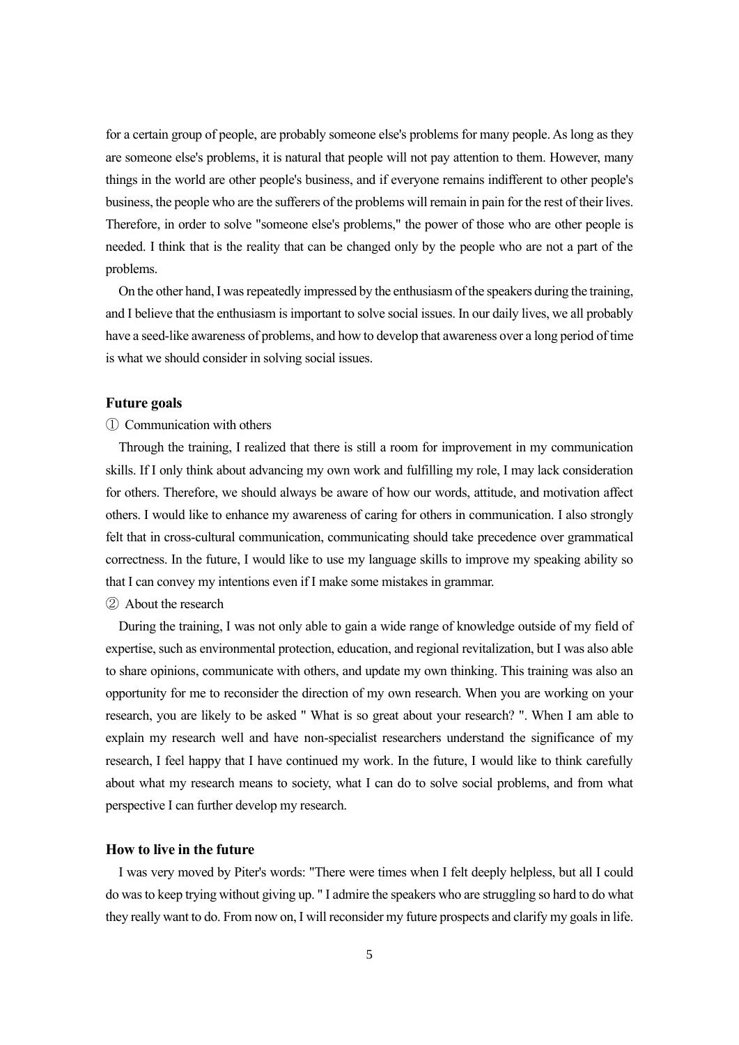for a certain group of people, are probably someone else's problems for many people. As long as they are someone else's problems, it is natural that people will not pay attention to them. However, many things in the world are other people's business, and if everyone remains indifferent to other people's business, the people who are the sufferers of the problems will remain in pain for the rest of their lives. Therefore, in order to solve "someone else's problems," the power of those who are other people is needed. I think that is the reality that can be changed only by the people who are not a part of the problems.

On the other hand, I was repeatedly impressed by the enthusiasm of the speakers during the training, and I believe that the enthusiasm is important to solve social issues. In our daily lives, we all probably have a seed-like awareness of problems, and how to develop that awareness over a long period of time is what we should consider in solving social issues.

### Future goals

① Communication with others

Through the training, I realized that there is still a room for improvement in my communication skills. If I only think about advancing my own work and fulfilling my role, I may lack consideration for others. Therefore, we should always be aware of how our words, attitude, and motivation affect others. I would like to enhance my awareness of caring for others in communication. I also strongly felt that in cross-cultural communication, communicating should take precedence over grammatical correctness. In the future, I would like to use my language skills to improve my speaking ability so that I can convey my intentions even if I make some mistakes in grammar.

② About the research

During the training, I was not only able to gain a wide range of knowledge outside of my field of expertise, such as environmental protection, education, and regional revitalization, but I was also able to share opinions, communicate with others, and update my own thinking. This training was also an opportunity for me to reconsider the direction of my own research. When you are working on your research, you are likely to be asked " What is so great about your research? ". When I am able to explain my research well and have non-specialist researchers understand the significance of my research, I feel happy that I have continued my work. In the future, I would like to think carefully about what my research means to society, what I can do to solve social problems, and from what perspective I can further develop my research.

### How to live in the future

I was very moved by Piter's words: "There were times when I felt deeply helpless, but all I could do was to keep trying without giving up. " I admire the speakers who are struggling so hard to do what they really want to do. From now on, I will reconsider my future prospects and clarify my goals in life.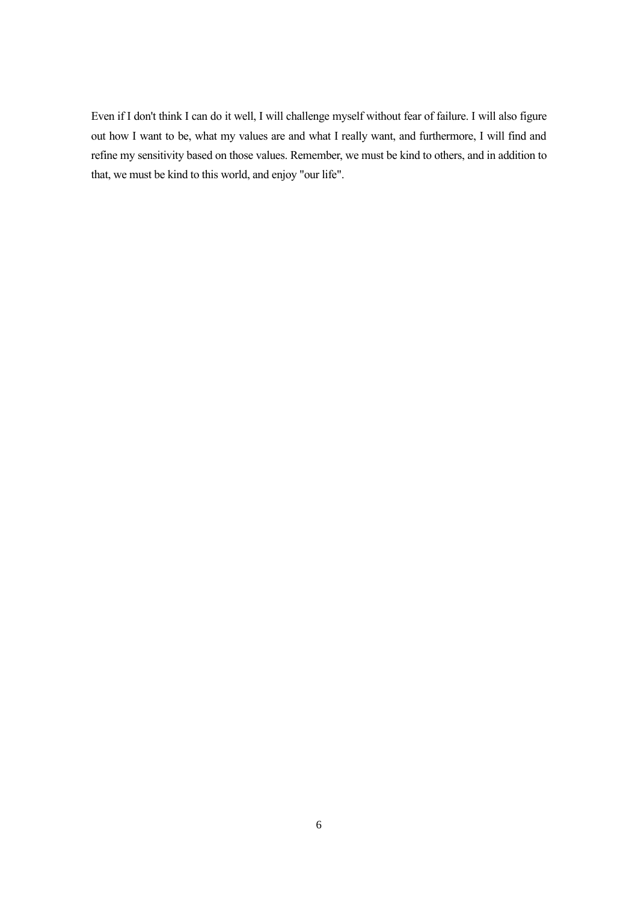Even if I don't think I can do it well, I will challenge myself without fear of failure. I will also figure out how I want to be, what my values are and what I really want, and furthermore, I will find and refine my sensitivity based on those values. Remember, we must be kind to others, and in addition to that, we must be kind to this world, and enjoy "our life".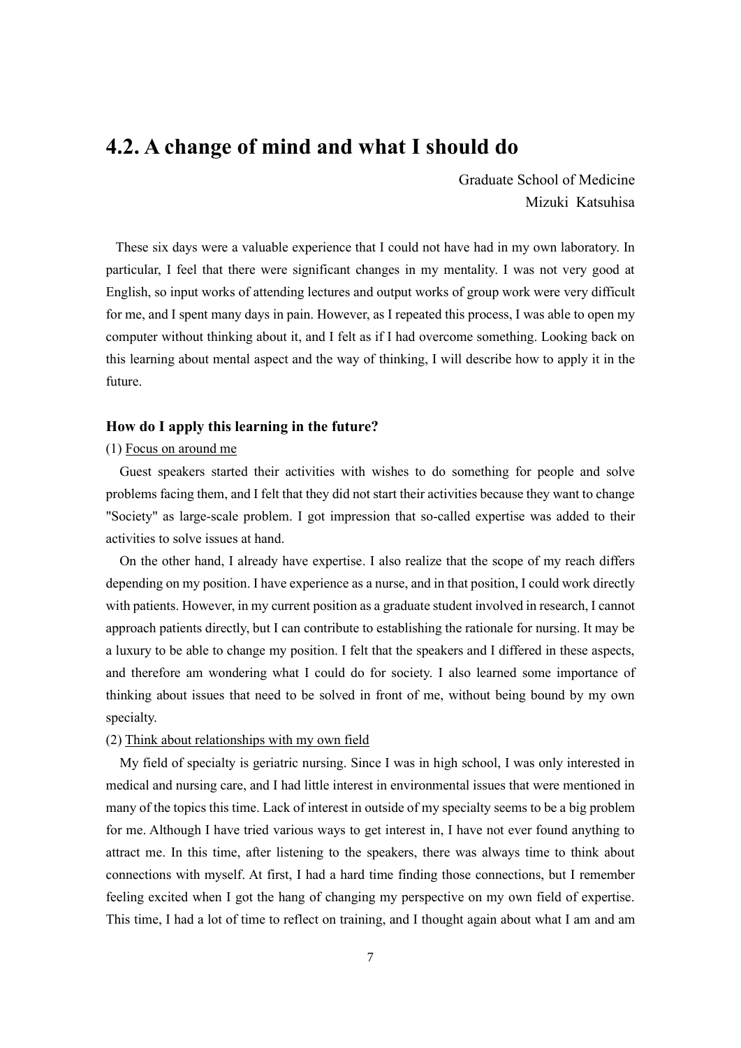## 4.2. A change of mind and what I should do

Graduate School of Medicine
Mizuki Katsuhisa

These six days were a valuable experience that I could not have had in my own laboratory. In particular, I feel that there were significant changes in my mentality. I was not very good at English, so input works of attending lectures and output works of group work were very difficult for me, and I spent many days in pain. However, as I repeated this process, I was able to open my computer without thinking about it, and I felt as if I had overcome something. Looking back on this learning about mental aspect and the way of thinking, I will describe how to apply it in the future.

**How do I apply this learning in the future?**

(1) <u>Focus on around me</u>

Guest speakers started their activities with wishes to do something for people and solve problems facing them, and I felt that they did not start their activities because they want to change "Society" as large-scale problem. I got impression that so-called expertise was added to their activities to solve issues at hand.

On the other hand, I already have expertise. I also realize that the scope of my reach differs depending on my position. I have experience as a nurse, and in that position, I could work directly with patients. However, in my current position as a graduate student involved in research, I cannot approach patients directly, but I can contribute to establishing the rationale for nursing. It may be a luxury to be able to change my position. I felt that the speakers and I differed in these aspects, and therefore am wondering what I could do for society. I also learned some importance of thinking about issues that need to be solved in front of me, without being bound by my own specialty.

(2) <u>Think about relationships with my own field</u>

My field of specialty is geriatric nursing. Since I was in high school, I was only interested in medical and nursing care, and I had little interest in environmental issues that were mentioned in many of the topics this time. Lack of interest in outside of my specialty seems to be a big problem for me. Although I have tried various ways to get interest in, I have not ever found anything to attract me. In this time, after listening to the speakers, there was always time to think about connections with myself. At first, I had a hard time finding those connections, but I remember feeling excited when I got the hang of changing my perspective on my own field of expertise. This time, I had a lot of time to reflect on training, and I thought again about what I am and am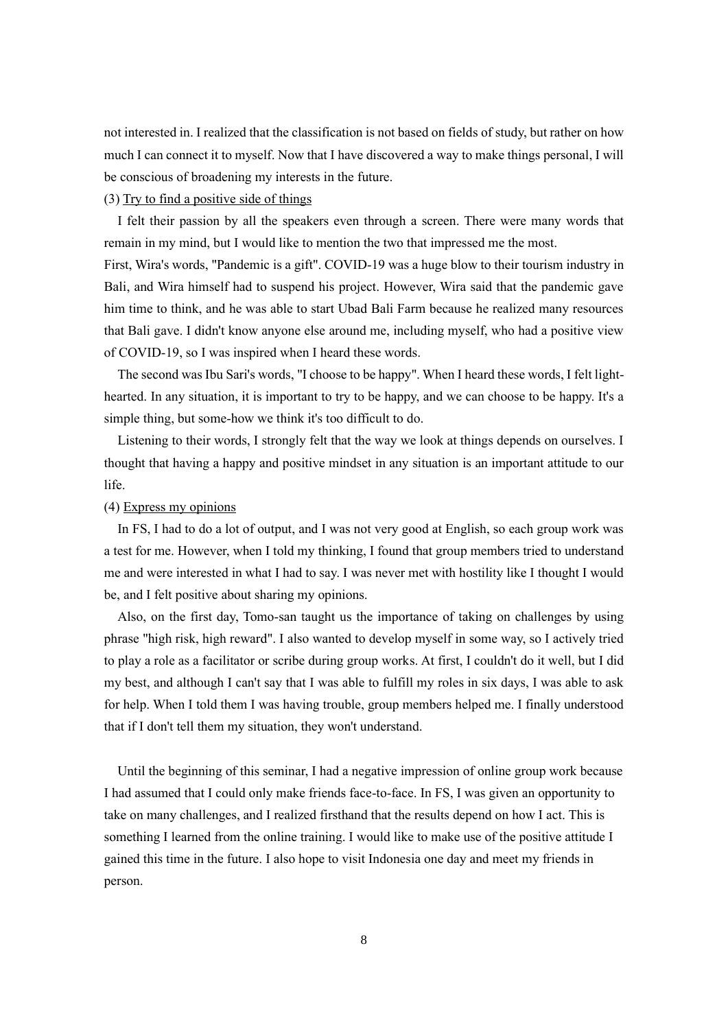not interested in. I realized that the classification is not based on fields of study, but rather on how much I can connect it to myself. Now that I have discovered a way to make things personal, I will be conscious of broadening my interests in the future.

(3) Try to find a positive side of things

I felt their passion by all the speakers even through a screen. There were many words that remain in my mind, but I would like to mention the two that impressed me the most.

First, Wira's words, "Pandemic is a gift". COVID-19 was a huge blow to their tourism industry in Bali, and Wira himself had to suspend his project. However, Wira said that the pandemic gave him time to think, and he was able to start Ubad Bali Farm because he realized many resources that Bali gave. I didn't know anyone else around me, including myself, who had a positive view of COVID-19, so I was inspired when I heard these words.

The second was Ibu Sari's words, "I choose to be happy". When I heard these words, I felt light-hearted. In any situation, it is important to try to be happy, and we can choose to be happy. It's a simple thing, but some-how we think it's too difficult to do.

Listening to their words, I strongly felt that the way we look at things depends on ourselves. I thought that having a happy and positive mindset in any situation is an important attitude to our life.

(4) Express my opinions

In FS, I had to do a lot of output, and I was not very good at English, so each group work was a test for me. However, when I told my thinking, I found that group members tried to understand me and were interested in what I had to say. I was never met with hostility like I thought I would be, and I felt positive about sharing my opinions.

Also, on the first day, Tomo-san taught us the importance of taking on challenges by using phrase "high risk, high reward". I also wanted to develop myself in some way, so I actively tried to play a role as a facilitator or scribe during group works. At first, I couldn't do it well, but I did my best, and although I can't say that I was able to fulfill my roles in six days, I was able to ask for help. When I told them I was having trouble, group members helped me. I finally understood that if I don't tell them my situation, they won't understand.

Until the beginning of this seminar, I had a negative impression of online group work because I had assumed that I could only make friends face-to-face. In FS, I was given an opportunity to take on many challenges, and I realized firsthand that the results depend on how I act. This is something I learned from the online training. I would like to make use of the positive attitude I gained this time in the future. I also hope to visit Indonesia one day and meet my friends in person.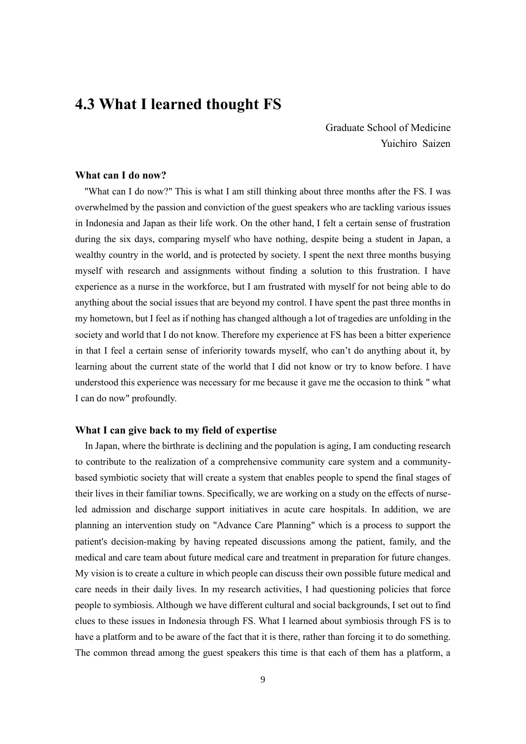## 4.3 What I learned thought FS

Graduate School of Medicine
Yuichiro Saizen

### What can I do now?

"What can I do now?" This is what I am still thinking about three months after the FS. I was overwhelmed by the passion and conviction of the guest speakers who are tackling various issues in Indonesia and Japan as their life work. On the other hand, I felt a certain sense of frustration during the six days, comparing myself who have nothing, despite being a student in Japan, a wealthy country in the world, and is protected by society. I spent the next three months busying myself with research and assignments without finding a solution to this frustration. I have experience as a nurse in the workforce, but I am frustrated with myself for not being able to do anything about the social issues that are beyond my control. I have spent the past three months in my hometown, but I feel as if nothing has changed although a lot of tragedies are unfolding in the society and world that I do not know. Therefore my experience at FS has been a bitter experience in that I feel a certain sense of inferiority towards myself, who can't do anything about it, by learning about the current state of the world that I did not know or try to know before. I have understood this experience was necessary for me because it gave me the occasion to think " what I can do now" profoundly.

### What I can give back to my field of expertise

In Japan, where the birthrate is declining and the population is aging, I am conducting research to contribute to the realization of a comprehensive community care system and a community-based symbiotic society that will create a system that enables people to spend the final stages of their lives in their familiar towns. Specifically, we are working on a study on the effects of nurse-led admission and discharge support initiatives in acute care hospitals. In addition, we are planning an intervention study on "Advance Care Planning" which is a process to support the patient's decision-making by having repeated discussions among the patient, family, and the medical and care team about future medical care and treatment in preparation for future changes. My vision is to create a culture in which people can discuss their own possible future medical and care needs in their daily lives. In my research activities, I had questioning policies that force people to symbiosis. Although we have different cultural and social backgrounds, I set out to find clues to these issues in Indonesia through FS. What I learned about symbiosis through FS is to have a platform and to be aware of the fact that it is there, rather than forcing it to do something. The common thread among the guest speakers this time is that each of them has a platform, a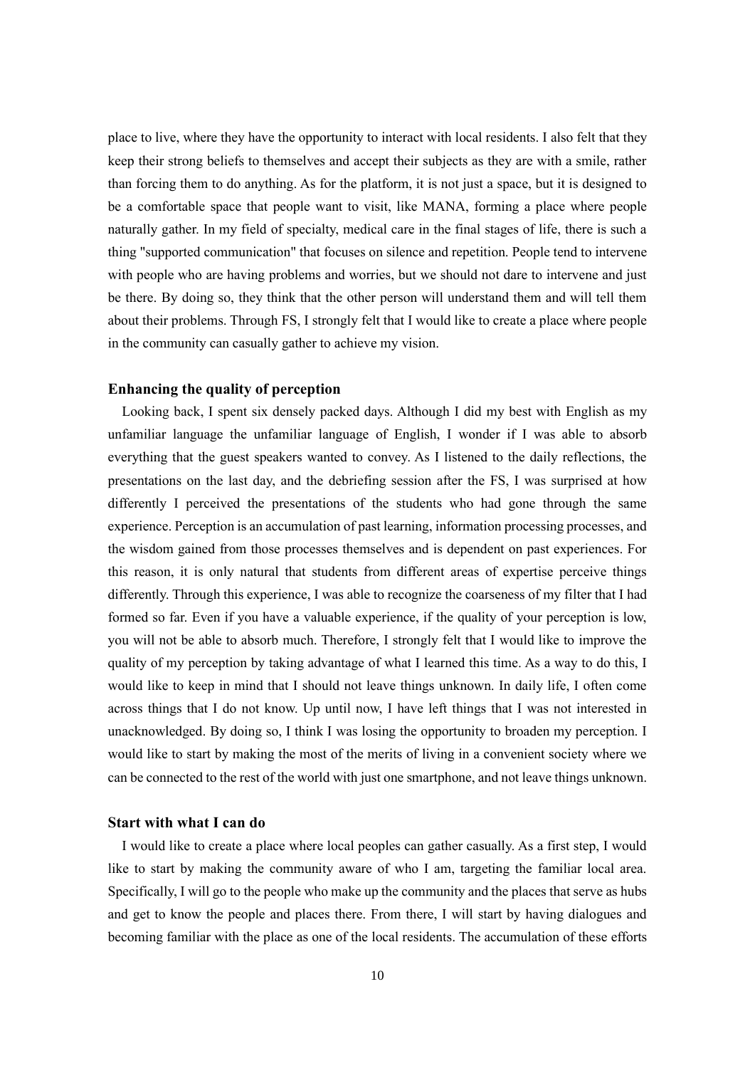place to live, where they have the opportunity to interact with local residents. I also felt that they keep their strong beliefs to themselves and accept their subjects as they are with a smile, rather than forcing them to do anything. As for the platform, it is not just a space, but it is designed to be a comfortable space that people want to visit, like MANA, forming a place where people naturally gather. In my field of specialty, medical care in the final stages of life, there is such a thing "supported communication" that focuses on silence and repetition. People tend to intervene with people who are having problems and worries, but we should not dare to intervene and just be there. By doing so, they think that the other person will understand them and will tell them about their problems. Through FS, I strongly felt that I would like to create a place where people in the community can casually gather to achieve my vision.

### Enhancing the quality of perception

Looking back, I spent six densely packed days. Although I did my best with English as my unfamiliar language the unfamiliar language of English, I wonder if I was able to absorb everything that the guest speakers wanted to convey. As I listened to the daily reflections, the presentations on the last day, and the debriefing session after the FS, I was surprised at how differently I perceived the presentations of the students who had gone through the same experience. Perception is an accumulation of past learning, information processing processes, and the wisdom gained from those processes themselves and is dependent on past experiences. For this reason, it is only natural that students from different areas of expertise perceive things differently. Through this experience, I was able to recognize the coarseness of my filter that I had formed so far. Even if you have a valuable experience, if the quality of your perception is low, you will not be able to absorb much. Therefore, I strongly felt that I would like to improve the quality of my perception by taking advantage of what I learned this time. As a way to do this, I would like to keep in mind that I should not leave things unknown. In daily life, I often come across things that I do not know. Up until now, I have left things that I was not interested in unacknowledged. By doing so, I think I was losing the opportunity to broaden my perception. I would like to start by making the most of the merits of living in a convenient society where we can be connected to the rest of the world with just one smartphone, and not leave things unknown.

### Start with what I can do

I would like to create a place where local peoples can gather casually. As a first step, I would like to start by making the community aware of who I am, targeting the familiar local area. Specifically, I will go to the people who make up the community and the places that serve as hubs and get to know the people and places there. From there, I will start by having dialogues and becoming familiar with the place as one of the local residents. The accumulation of these efforts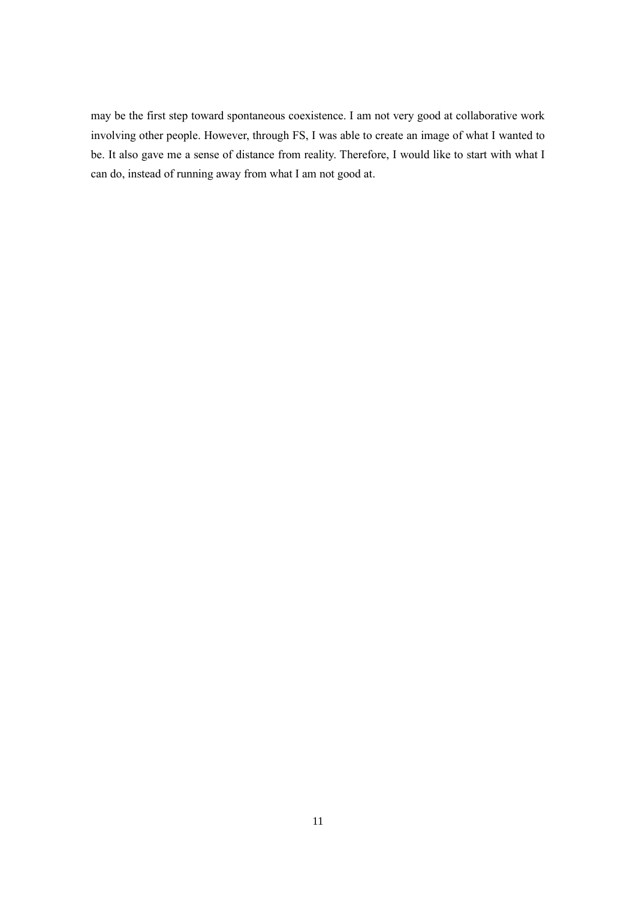may be the first step toward spontaneous coexistence. I am not very good at collaborative work involving other people. However, through FS, I was able to create an image of what I wanted to be. It also gave me a sense of distance from reality. Therefore, I would like to start with what I can do, instead of running away from what I am not good at.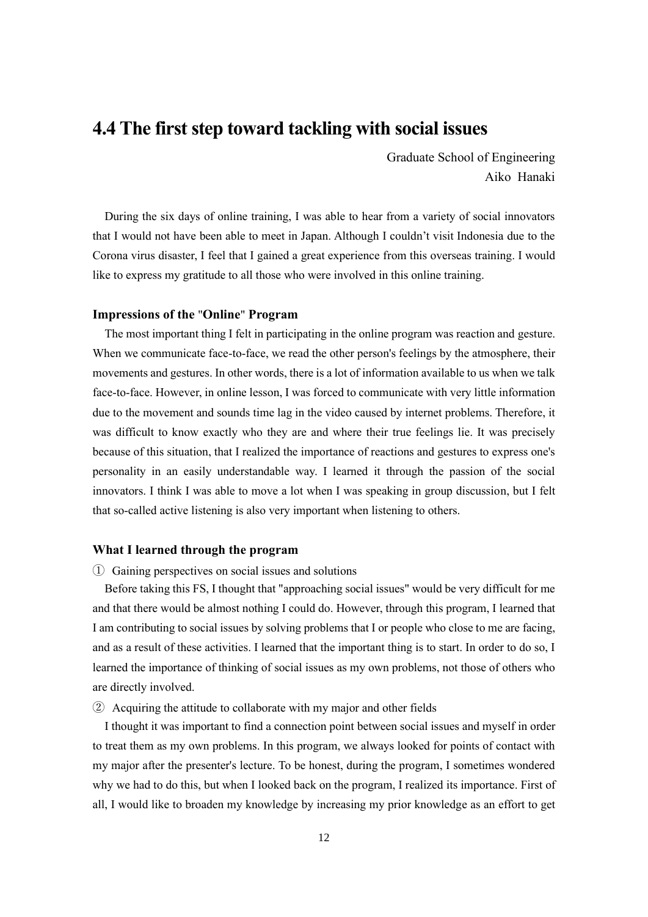## 4.4 The first step toward tackling with social issues

Graduate School of Engineering
Aiko Hanaki

During the six days of online training, I was able to hear from a variety of social innovators that I would not have been able to meet in Japan. Although I couldn't visit Indonesia due to the Corona virus disaster, I feel that I gained a great experience from this overseas training. I would like to express my gratitude to all those who were involved in this online training.

### Impressions of the "Online" Program

The most important thing I felt in participating in the online program was reaction and gesture. When we communicate face-to-face, we read the other person's feelings by the atmosphere, their movements and gestures. In other words, there is a lot of information available to us when we talk face-to-face. However, in online lesson, I was forced to communicate with very little information due to the movement and sounds time lag in the video caused by internet problems. Therefore, it was difficult to know exactly who they are and where their true feelings lie. It was precisely because of this situation, that I realized the importance of reactions and gestures to express one's personality in an easily understandable way. I learned it through the passion of the social innovators. I think I was able to move a lot when I was speaking in group discussion, but I felt that so-called active listening is also very important when listening to others.

### What I learned through the program

① Gaining perspectives on social issues and solutions

Before taking this FS, I thought that "approaching social issues" would be very difficult for me and that there would be almost nothing I could do. However, through this program, I learned that I am contributing to social issues by solving problems that I or people who close to me are facing, and as a result of these activities. I learned that the important thing is to start. In order to do so, I learned the importance of thinking of social issues as my own problems, not those of others who are directly involved.

② Acquiring the attitude to collaborate with my major and other fields

I thought it was important to find a connection point between social issues and myself in order to treat them as my own problems. In this program, we always looked for points of contact with my major after the presenter's lecture. To be honest, during the program, I sometimes wondered why we had to do this, but when I looked back on the program, I realized its importance. First of all, I would like to broaden my knowledge by increasing my prior knowledge as an effort to get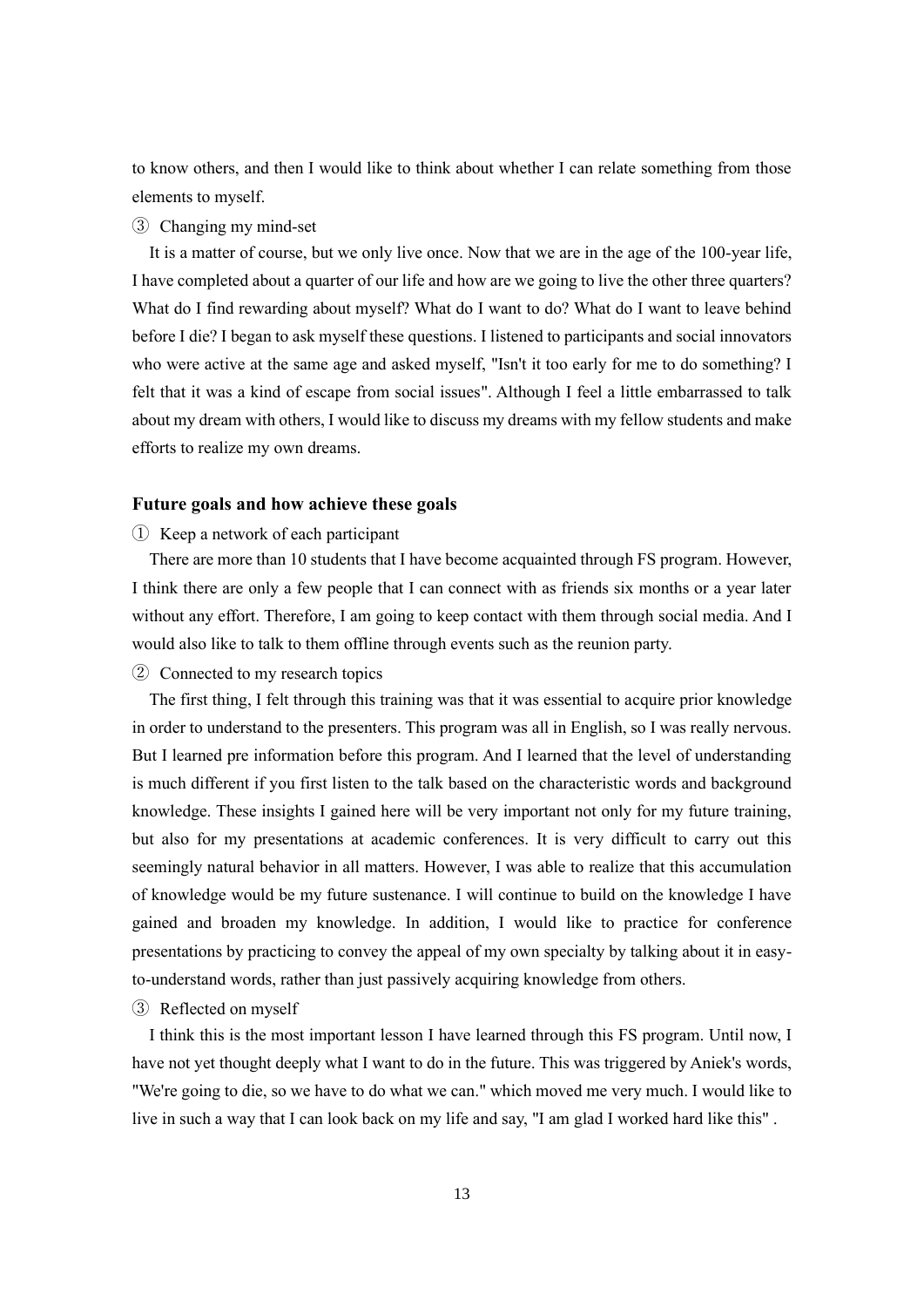to know others, and then I would like to think about whether I can relate something from those elements to myself.

③ Changing my mind-set

It is a matter of course, but we only live once. Now that we are in the age of the 100-year life, I have completed about a quarter of our life and how are we going to live the other three quarters? What do I find rewarding about myself? What do I want to do? What do I want to leave behind before I die? I began to ask myself these questions. I listened to participants and social innovators who were active at the same age and asked myself, "Isn't it too early for me to do something? I felt that it was a kind of escape from social issues". Although I feel a little embarrassed to talk about my dream with others, I would like to discuss my dreams with my fellow students and make efforts to realize my own dreams.

### Future goals and how achieve these goals

① Keep a network of each participant

There are more than 10 students that I have become acquainted through FS program. However, I think there are only a few people that I can connect with as friends six months or a year later without any effort. Therefore, I am going to keep contact with them through social media. And I would also like to talk to them offline through events such as the reunion party.

② Connected to my research topics

The first thing, I felt through this training was that it was essential to acquire prior knowledge in order to understand to the presenters. This program was all in English, so I was really nervous. But I learned pre information before this program. And I learned that the level of understanding is much different if you first listen to the talk based on the characteristic words and background knowledge. These insights I gained here will be very important not only for my future training, but also for my presentations at academic conferences. It is very difficult to carry out this seemingly natural behavior in all matters. However, I was able to realize that this accumulation of knowledge would be my future sustenance. I will continue to build on the knowledge I have gained and broaden my knowledge. In addition, I would like to practice for conference presentations by practicing to convey the appeal of my own specialty by talking about it in easy-to-understand words, rather than just passively acquiring knowledge from others.

③ Reflected on myself

I think this is the most important lesson I have learned through this FS program. Until now, I have not yet thought deeply what I want to do in the future. This was triggered by Aniek's words, "We're going to die, so we have to do what we can." which moved me very much. I would like to live in such a way that I can look back on my life and say, "I am glad I worked hard like this" .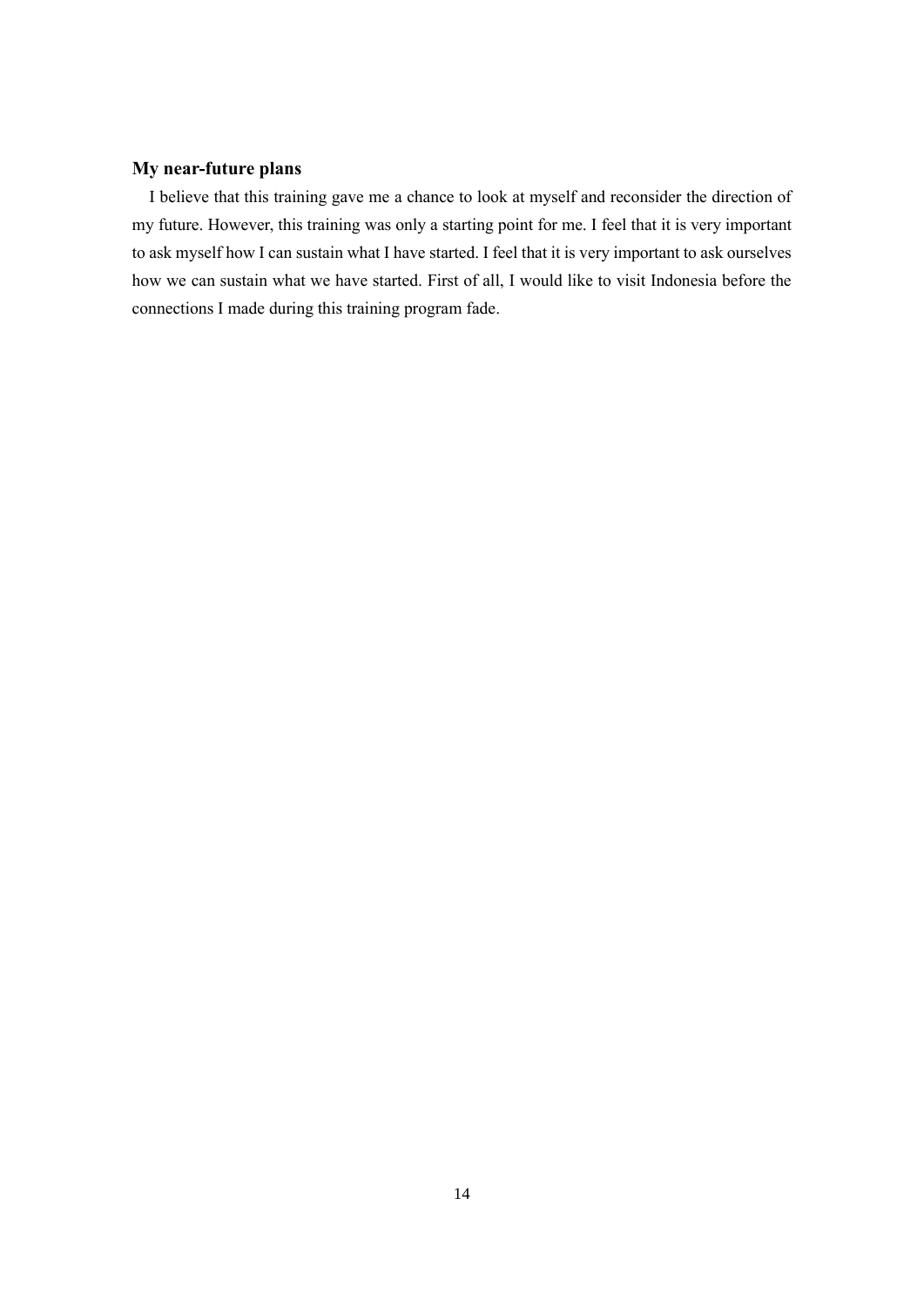### My near-future plans

I believe that this training gave me a chance to look at myself and reconsider the direction of my future. However, this training was only a starting point for me. I feel that it is very important to ask myself how I can sustain what I have started. I feel that it is very important to ask ourselves how we can sustain what we have started. First of all, I would like to visit Indonesia before the connections I made during this training program fade.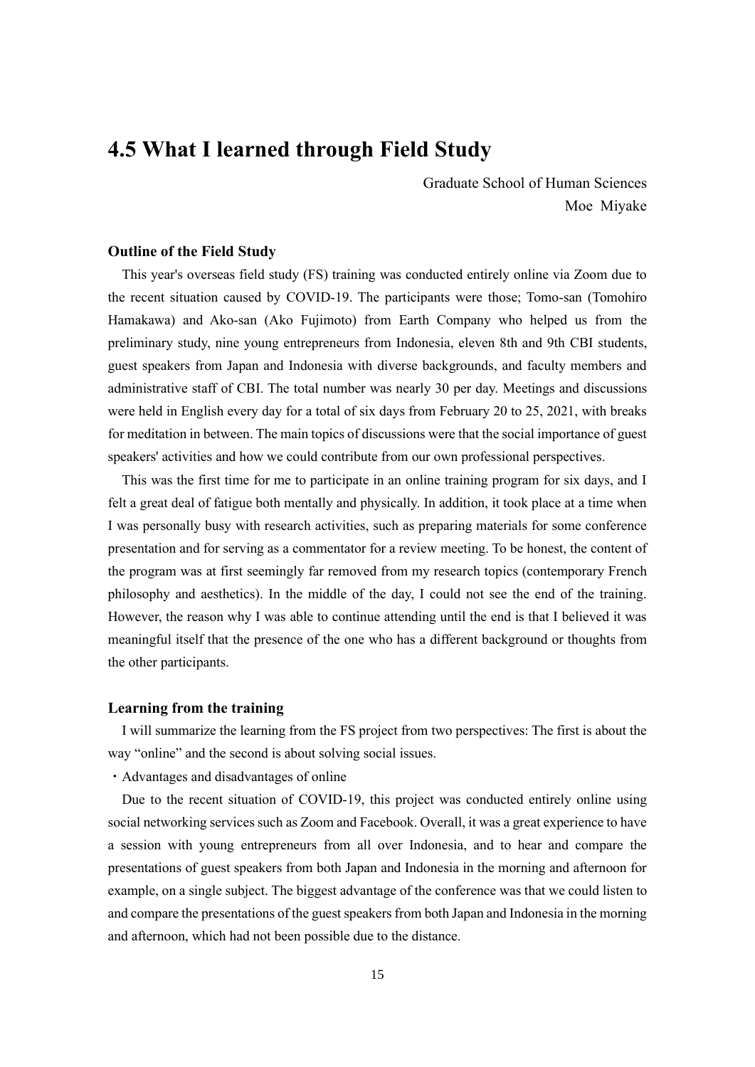# 4.5 What I learned through Field Study

Graduate School of Human Sciences
Moe Miyake

### Outline of the Field Study

This year's overseas field study (FS) training was conducted entirely online via Zoom due to the recent situation caused by COVID-19. The participants were those; Tomo-san (Tomohiro Hamakawa) and Ako-san (Ako Fujimoto) from Earth Company who helped us from the preliminary study, nine young entrepreneurs from Indonesia, eleven 8th and 9th CBI students, guest speakers from Japan and Indonesia with diverse backgrounds, and faculty members and administrative staff of CBI. The total number was nearly 30 per day. Meetings and discussions were held in English every day for a total of six days from February 20 to 25, 2021, with breaks for meditation in between. The main topics of discussions were that the social importance of guest speakers' activities and how we could contribute from our own professional perspectives.

This was the first time for me to participate in an online training program for six days, and I felt a great deal of fatigue both mentally and physically. In addition, it took place at a time when I was personally busy with research activities, such as preparing materials for some conference presentation and for serving as a commentator for a review meeting. To be honest, the content of the program was at first seemingly far removed from my research topics (contemporary French philosophy and aesthetics). In the middle of the day, I could not see the end of the training. However, the reason why I was able to continue attending until the end is that I believed it was meaningful itself that the presence of the one who has a different background or thoughts from the other participants.

### Learning from the training

I will summarize the learning from the FS project from two perspectives: The first is about the way "online" and the second is about solving social issues.

・Advantages and disadvantages of online

Due to the recent situation of COVID-19, this project was conducted entirely online using social networking services such as Zoom and Facebook. Overall, it was a great experience to have a session with young entrepreneurs from all over Indonesia, and to hear and compare the presentations of guest speakers from both Japan and Indonesia in the morning and afternoon for example, on a single subject. The biggest advantage of the conference was that we could listen to and compare the presentations of the guest speakers from both Japan and Indonesia in the morning and afternoon, which had not been possible due to the distance.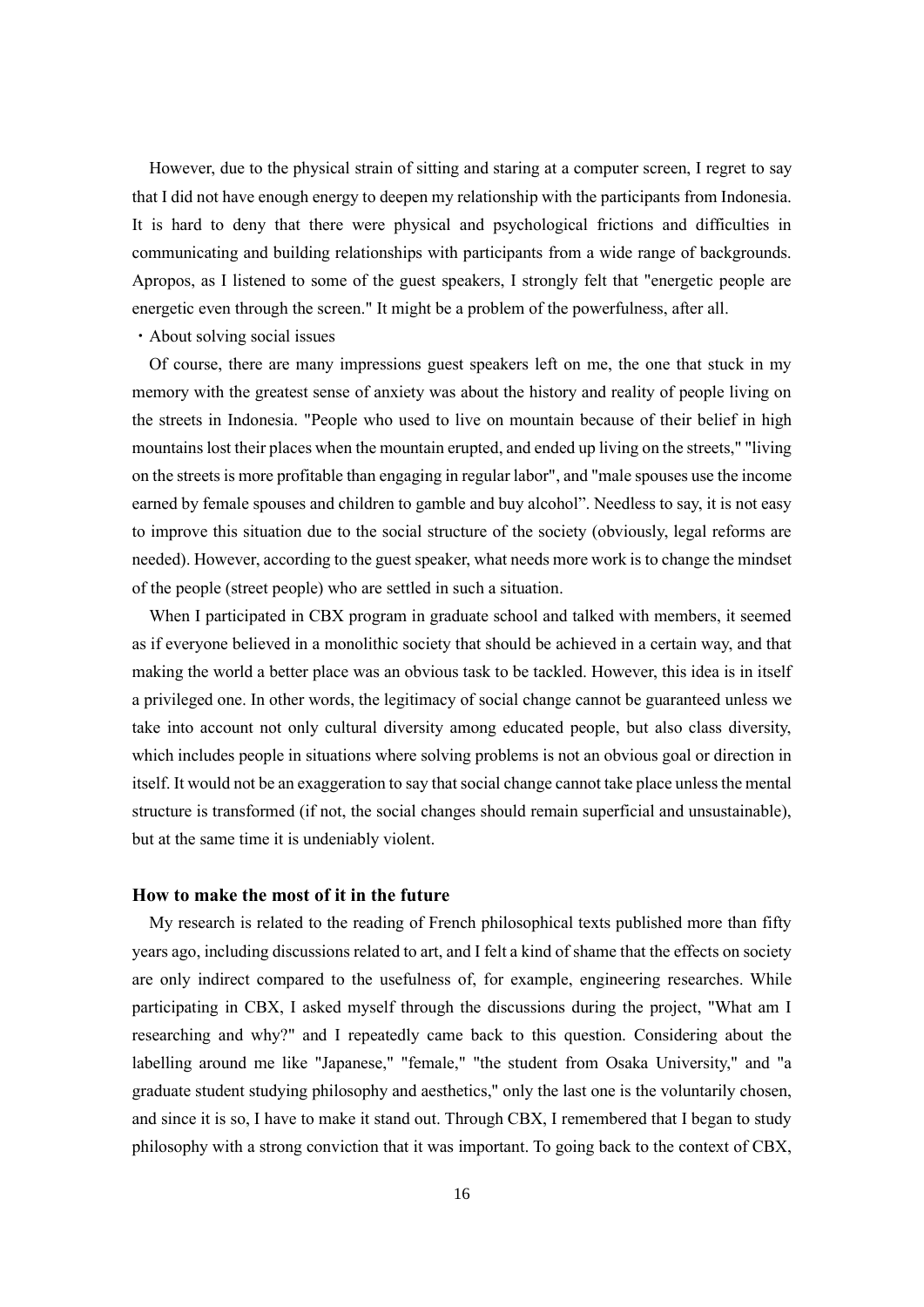However, due to the physical strain of sitting and staring at a computer screen, I regret to say that I did not have enough energy to deepen my relationship with the participants from Indonesia. It is hard to deny that there were physical and psychological frictions and difficulties in communicating and building relationships with participants from a wide range of backgrounds. Apropos, as I listened to some of the guest speakers, I strongly felt that "energetic people are energetic even through the screen." It might be a problem of the powerfulness, after all.

・About solving social issues

Of course, there are many impressions guest speakers left on me, the one that stuck in my memory with the greatest sense of anxiety was about the history and reality of people living on the streets in Indonesia. "People who used to live on mountain because of their belief in high mountains lost their places when the mountain erupted, and ended up living on the streets," "living on the streets is more profitable than engaging in regular labor", and "male spouses use the income earned by female spouses and children to gamble and buy alcohol". Needless to say, it is not easy to improve this situation due to the social structure of the society (obviously, legal reforms are needed). However, according to the guest speaker, what needs more work is to change the mindset of the people (street people) who are settled in such a situation.

When I participated in CBX program in graduate school and talked with members, it seemed as if everyone believed in a monolithic society that should be achieved in a certain way, and that making the world a better place was an obvious task to be tackled. However, this idea is in itself a privileged one. In other words, the legitimacy of social change cannot be guaranteed unless we take into account not only cultural diversity among educated people, but also class diversity, which includes people in situations where solving problems is not an obvious goal or direction in itself. It would not be an exaggeration to say that social change cannot take place unless the mental structure is transformed (if not, the social changes should remain superficial and unsustainable), but at the same time it is undeniably violent.

### How to make the most of it in the future

My research is related to the reading of French philosophical texts published more than fifty years ago, including discussions related to art, and I felt a kind of shame that the effects on society are only indirect compared to the usefulness of, for example, engineering researches. While participating in CBX, I asked myself through the discussions during the project, "What am I researching and why?" and I repeatedly came back to this question. Considering about the labelling around me like "Japanese," "female," "the student from Osaka University," and "a graduate student studying philosophy and aesthetics," only the last one is the voluntarily chosen, and since it is so, I have to make it stand out. Through CBX, I remembered that I began to study philosophy with a strong conviction that it was important. To going back to the context of CBX,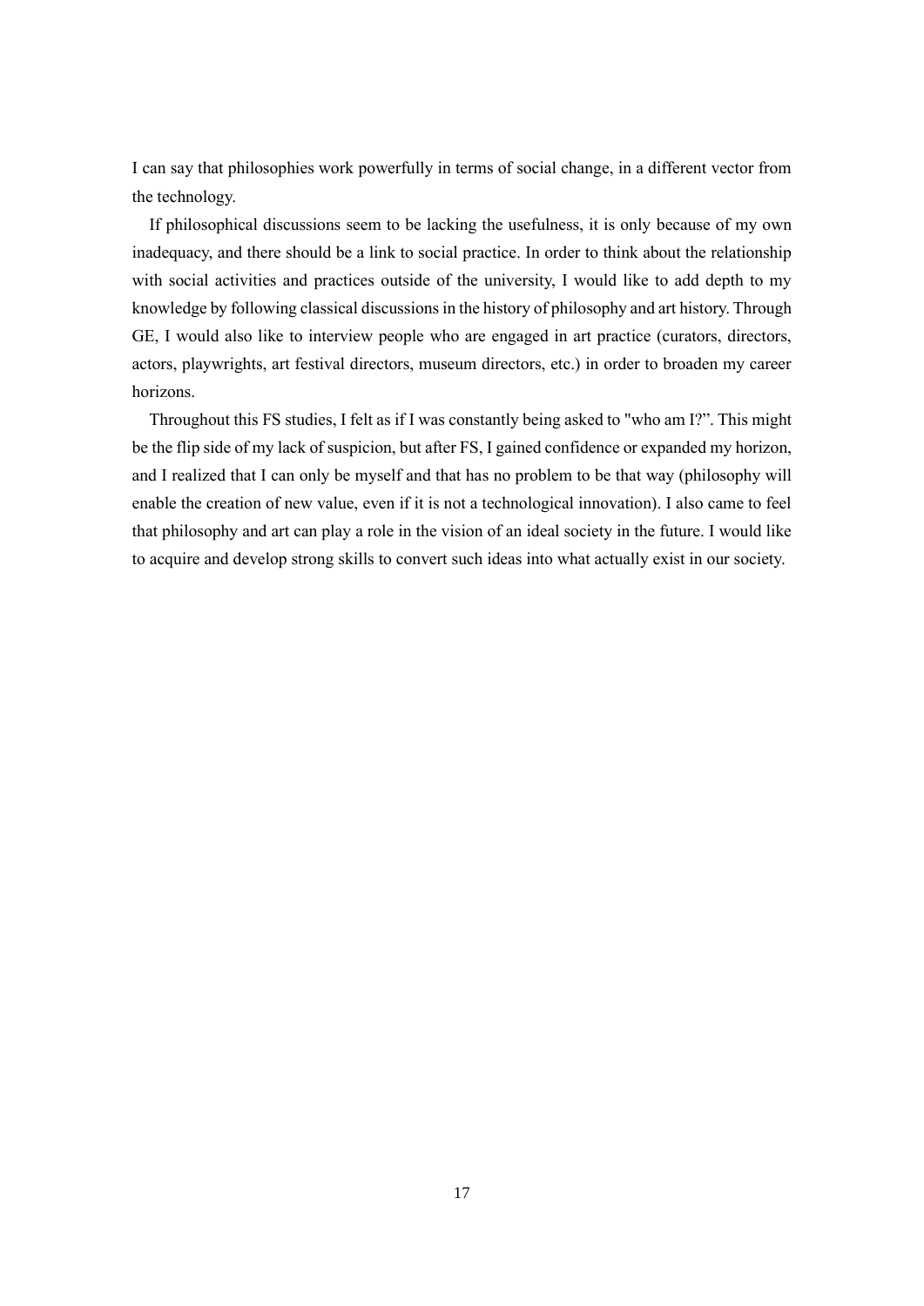I can say that philosophies work powerfully in terms of social change, in a different vector from the technology.

If philosophical discussions seem to be lacking the usefulness, it is only because of my own inadequacy, and there should be a link to social practice. In order to think about the relationship with social activities and practices outside of the university, I would like to add depth to my knowledge by following classical discussions in the history of philosophy and art history. Through GE, I would also like to interview people who are engaged in art practice (curators, directors, actors, playwrights, art festival directors, museum directors, etc.) in order to broaden my career horizons.

Throughout this FS studies, I felt as if I was constantly being asked to "who am I?". This might be the flip side of my lack of suspicion, but after FS, I gained confidence or expanded my horizon, and I realized that I can only be myself and that has no problem to be that way (philosophy will enable the creation of new value, even if it is not a technological innovation). I also came to feel that philosophy and art can play a role in the vision of an ideal society in the future. I would like to acquire and develop strong skills to convert such ideas into what actually exist in our society.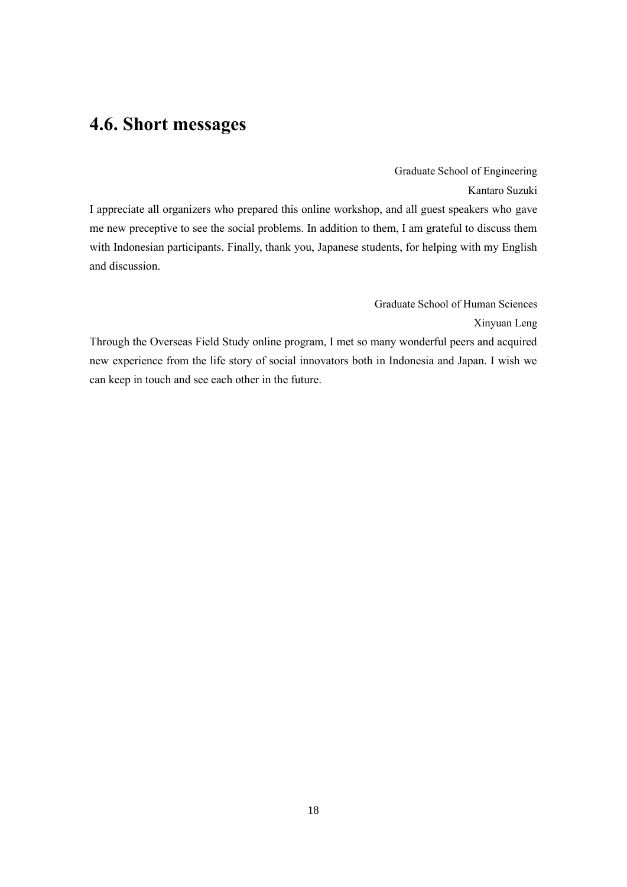## 4.6. Short messages

Graduate School of Engineering

Kantaro Suzuki

I appreciate all organizers who prepared this online workshop, and all guest speakers who gave me new preceptive to see the social problems. In addition to them, I am grateful to discuss them with Indonesian participants. Finally, thank you, Japanese students, for helping with my English and discussion.

Graduate School of Human Sciences

Xinyuan Leng

Through the Overseas Field Study online program, I met so many wonderful peers and acquired new experience from the life story of social innovators both in Indonesia and Japan. I wish we can keep in touch and see each other in the future.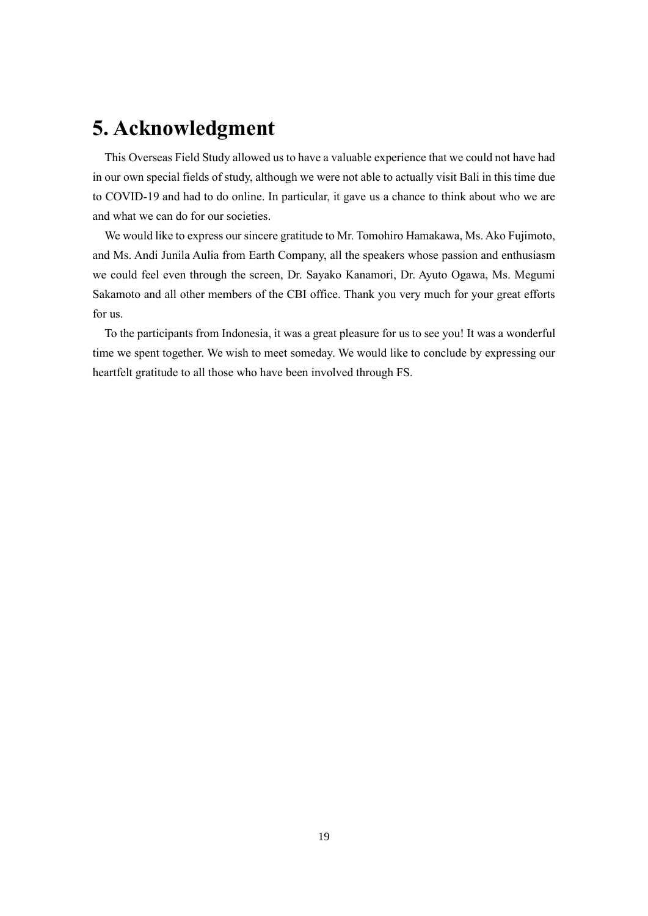# 5. Acknowledgment

This Overseas Field Study allowed us to have a valuable experience that we could not have had in our own special fields of study, although we were not able to actually visit Bali in this time due to COVID-19 and had to do online. In particular, it gave us a chance to think about who we are and what we can do for our societies.

We would like to express our sincere gratitude to Mr. Tomohiro Hamakawa, Ms. Ako Fujimoto, and Ms. Andi Junila Aulia from Earth Company, all the speakers whose passion and enthusiasm we could feel even through the screen, Dr. Sayako Kanamori, Dr. Ayuto Ogawa, Ms. Megumi Sakamoto and all other members of the CBI office. Thank you very much for your great efforts for us.

To the participants from Indonesia, it was a great pleasure for us to see you! It was a wonderful time we spent together. We wish to meet someday. We would like to conclude by expressing our heartfelt gratitude to all those who have been involved through FS.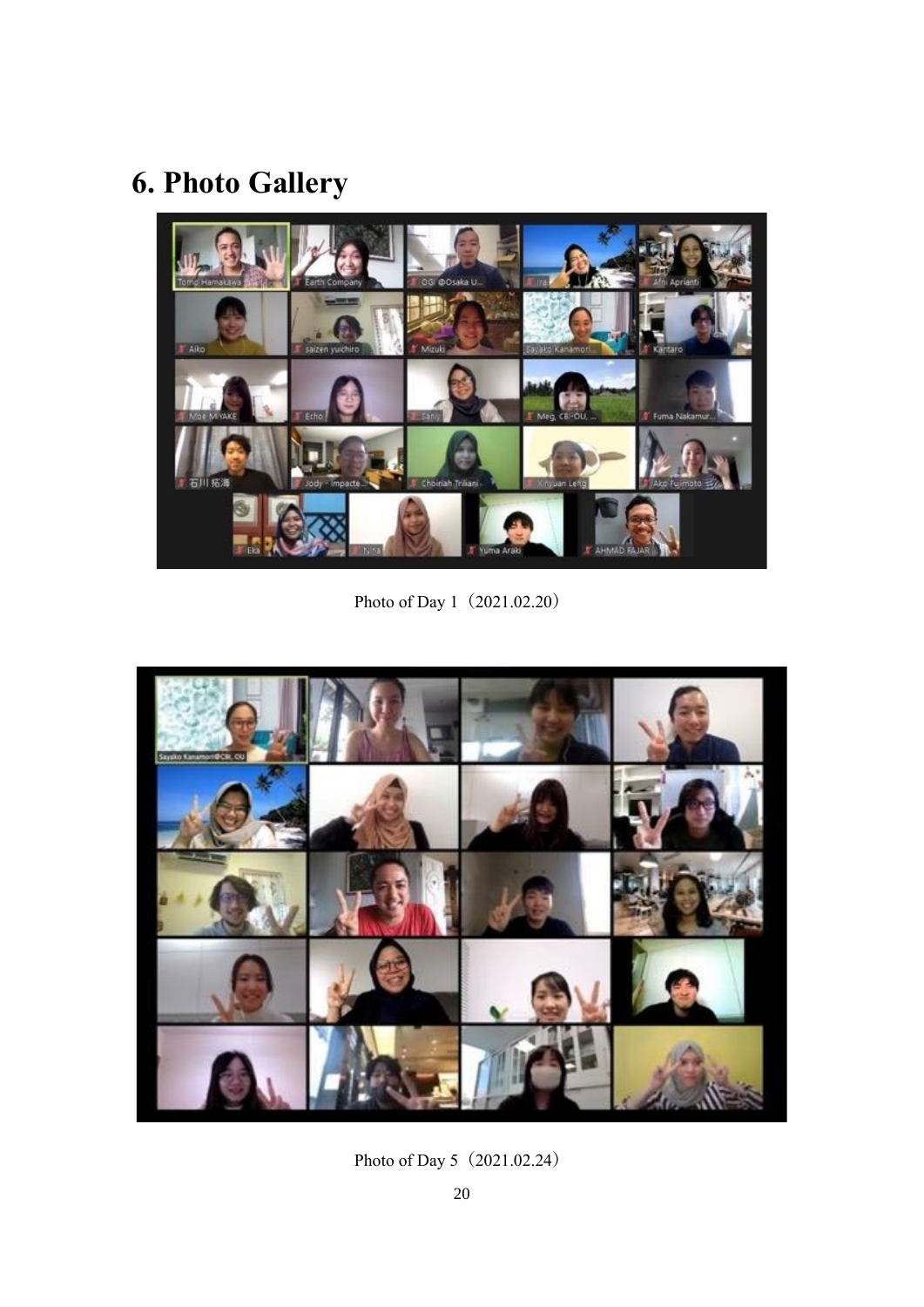# 6. Photo Gallery

Photo of Day 1（2021.02.20）

Photo of Day 5（2021.02.24）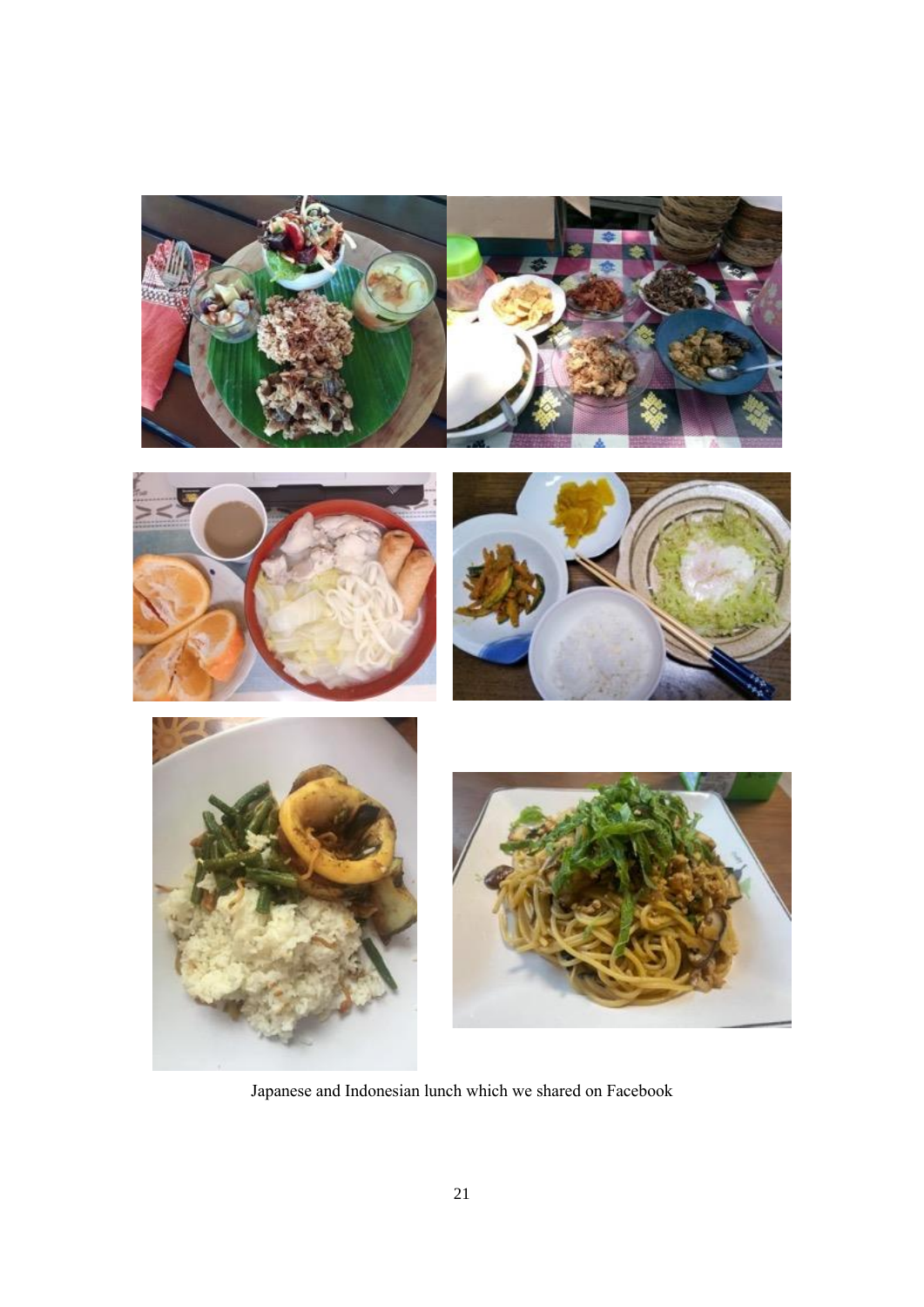Japanese and Indonesian lunch which we shared on Facebook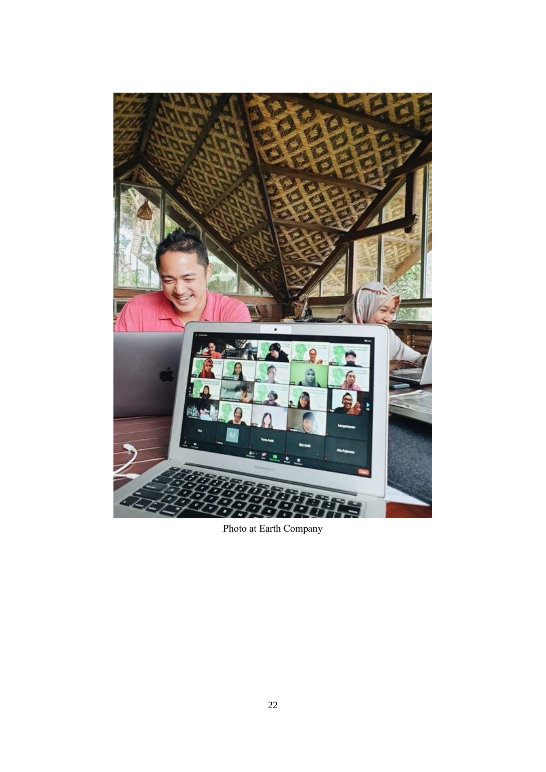Photo at Earth Company